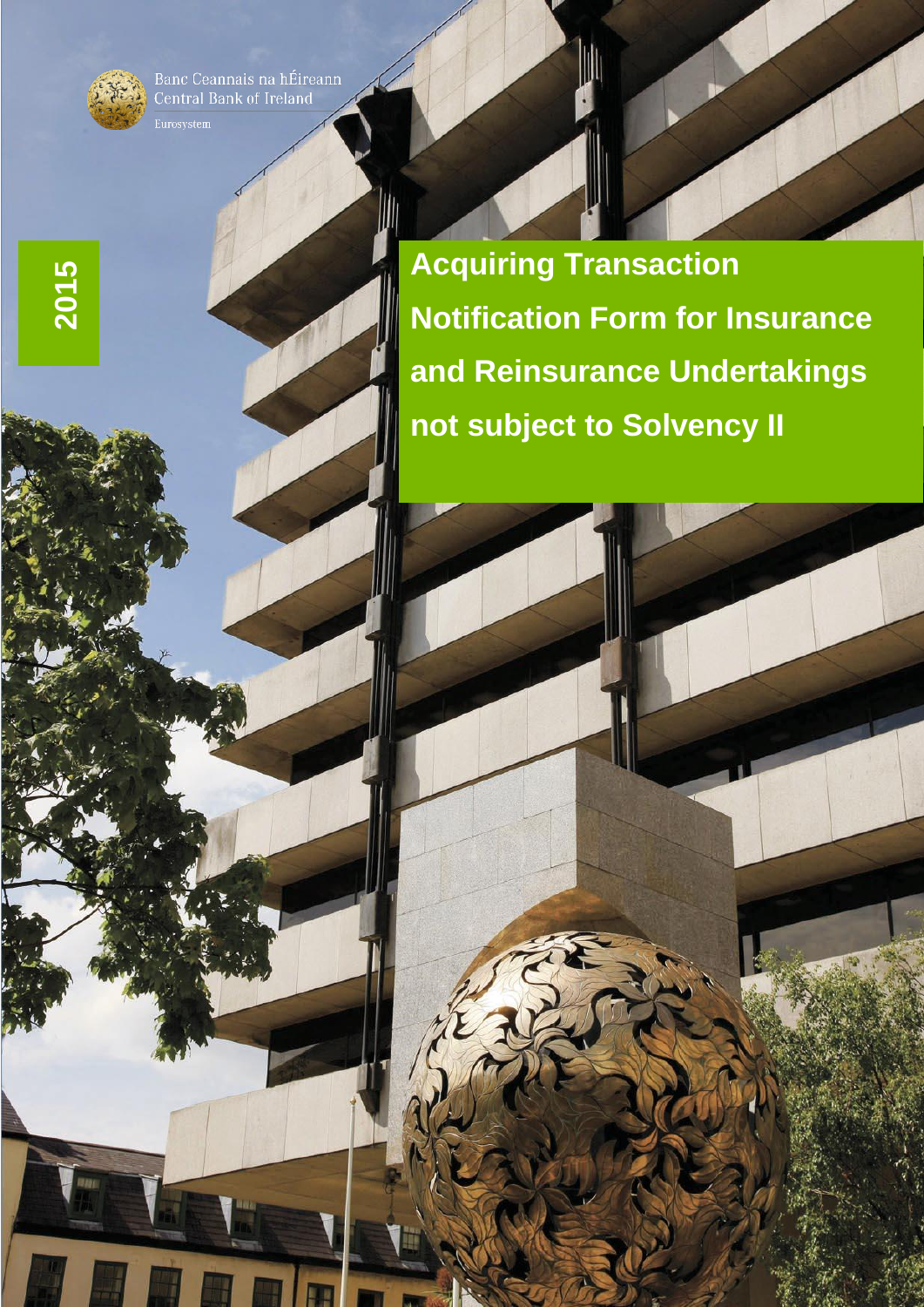Banc Ceannais na hÉireann
Central Bank of Ireland
Eurosystem

2015

# Acquiring Transaction Notification Form for Insurance and Reinsurance Undertakings not subject to Solvency II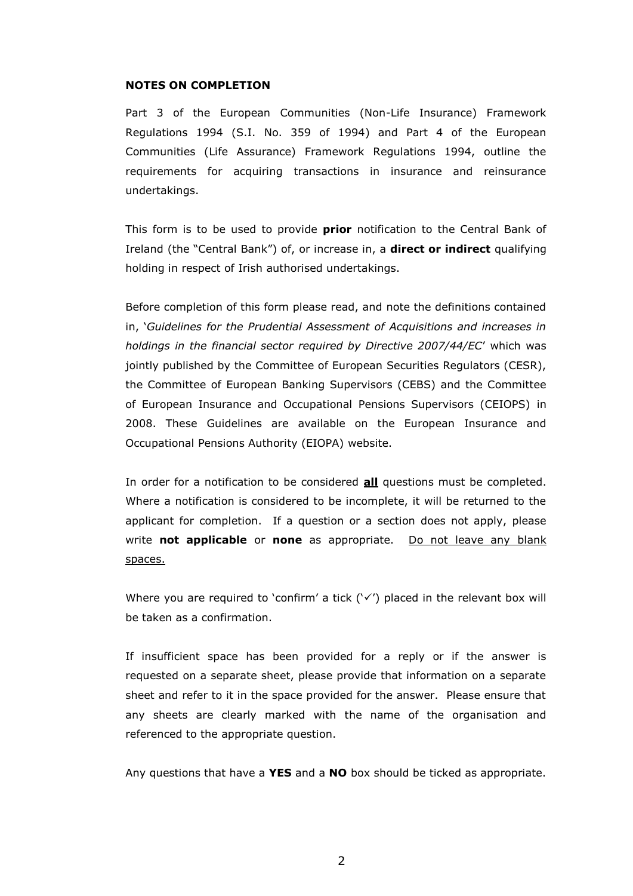**NOTES ON COMPLETION**

Part 3 of the European Communities (Non-Life Insurance) Framework Regulations 1994 (S.I. No. 359 of 1994) and Part 4 of the European Communities (Life Assurance) Framework Regulations 1994, outline the requirements for acquiring transactions in insurance and reinsurance undertakings.

This form is to be used to provide **prior** notification to the Central Bank of Ireland (the "Central Bank") of, or increase in, a **direct or indirect** qualifying holding in respect of Irish authorised undertakings.

Before completion of this form please read, and note the definitions contained in, '*Guidelines for the Prudential Assessment of Acquisitions and increases in holdings in the financial sector required by Directive 2007/44/EC*' which was jointly published by the Committee of European Securities Regulators (CESR), the Committee of European Banking Supervisors (CEBS) and the Committee of European Insurance and Occupational Pensions Supervisors (CEIOPS) in 2008. These Guidelines are available on the European Insurance and Occupational Pensions Authority (EIOPA) website.

In order for a notification to be considered <u>**all**</u> questions must be completed. Where a notification is considered to be incomplete, it will be returned to the applicant for completion. If a question or a section does not apply, please write **not applicable** or **none** as appropriate. <u>Do not leave any blank spaces.</u>

Where you are required to 'confirm' a tick ('✓') placed in the relevant box will be taken as a confirmation.

If insufficient space has been provided for a reply or if the answer is requested on a separate sheet, please provide that information on a separate sheet and refer to it in the space provided for the answer. Please ensure that any sheets are clearly marked with the name of the organisation and referenced to the appropriate question.

Any questions that have a **YES** and a **NO** box should be ticked as appropriate.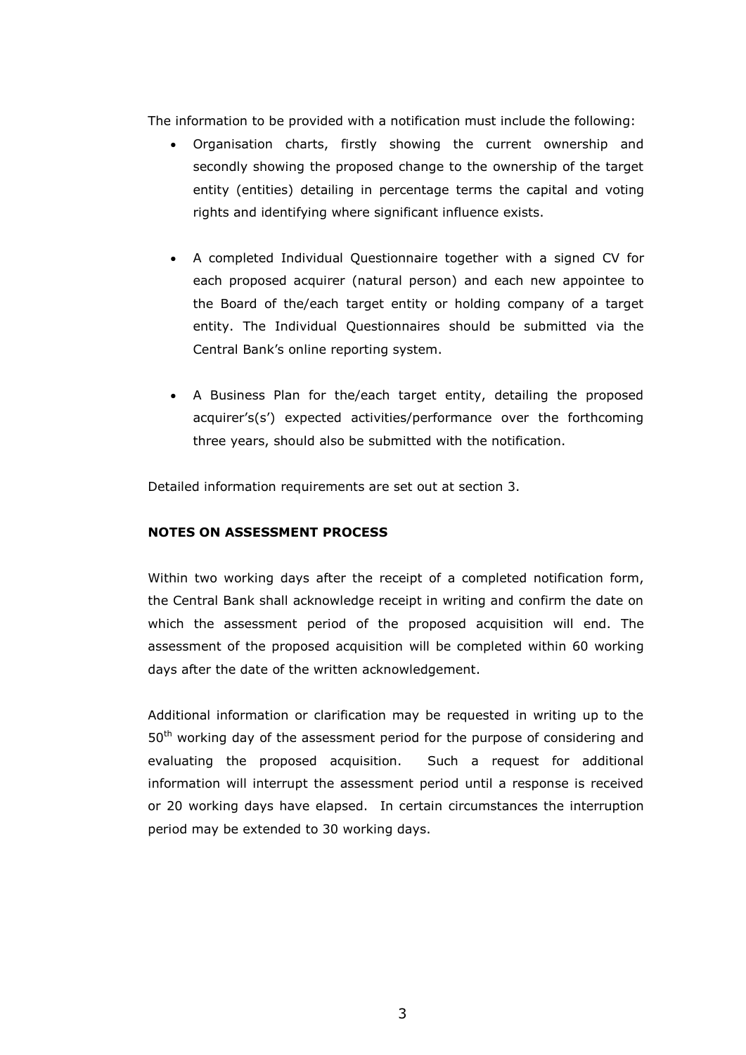The information to be provided with a notification must include the following:

- Organisation charts, firstly showing the current ownership and secondly showing the proposed change to the ownership of the target entity (entities) detailing in percentage terms the capital and voting rights and identifying where significant influence exists.
- A completed Individual Questionnaire together with a signed CV for each proposed acquirer (natural person) and each new appointee to the Board of the/each target entity or holding company of a target entity. The Individual Questionnaires should be submitted via the Central Bank's online reporting system.
- A Business Plan for the/each target entity, detailing the proposed acquirer's(s') expected activities/performance over the forthcoming three years, should also be submitted with the notification.

Detailed information requirements are set out at section 3.

**NOTES ON ASSESSMENT PROCESS**

Within two working days after the receipt of a completed notification form, the Central Bank shall acknowledge receipt in writing and confirm the date on which the assessment period of the proposed acquisition will end. The assessment of the proposed acquisition will be completed within 60 working days after the date of the written acknowledgement.

Additional information or clarification may be requested in writing up to the 50th working day of the assessment period for the purpose of considering and evaluating the proposed acquisition. Such a request for additional information will interrupt the assessment period until a response is received or 20 working days have elapsed. In certain circumstances the interruption period may be extended to 30 working days.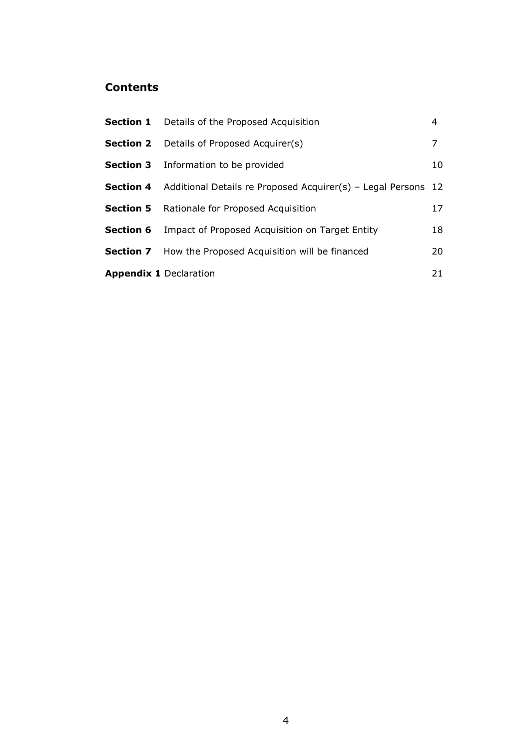## Contents

| | | |
|---|---|---|
| **Section 1** | Details of the Proposed Acquisition | 4 |
| **Section 2** | Details of Proposed Acquirer(s) | 7 |
| **Section 3** | Information to be provided | 10 |
| **Section 4** | Additional Details re Proposed Acquirer(s) – Legal Persons | 12 |
| **Section 5** | Rationale for Proposed Acquisition | 17 |
| **Section 6** | Impact of Proposed Acquisition on Target Entity | 18 |
| **Section 7** | How the Proposed Acquisition will be financed | 20 |
| **Appendix 1** | Declaration | 21 |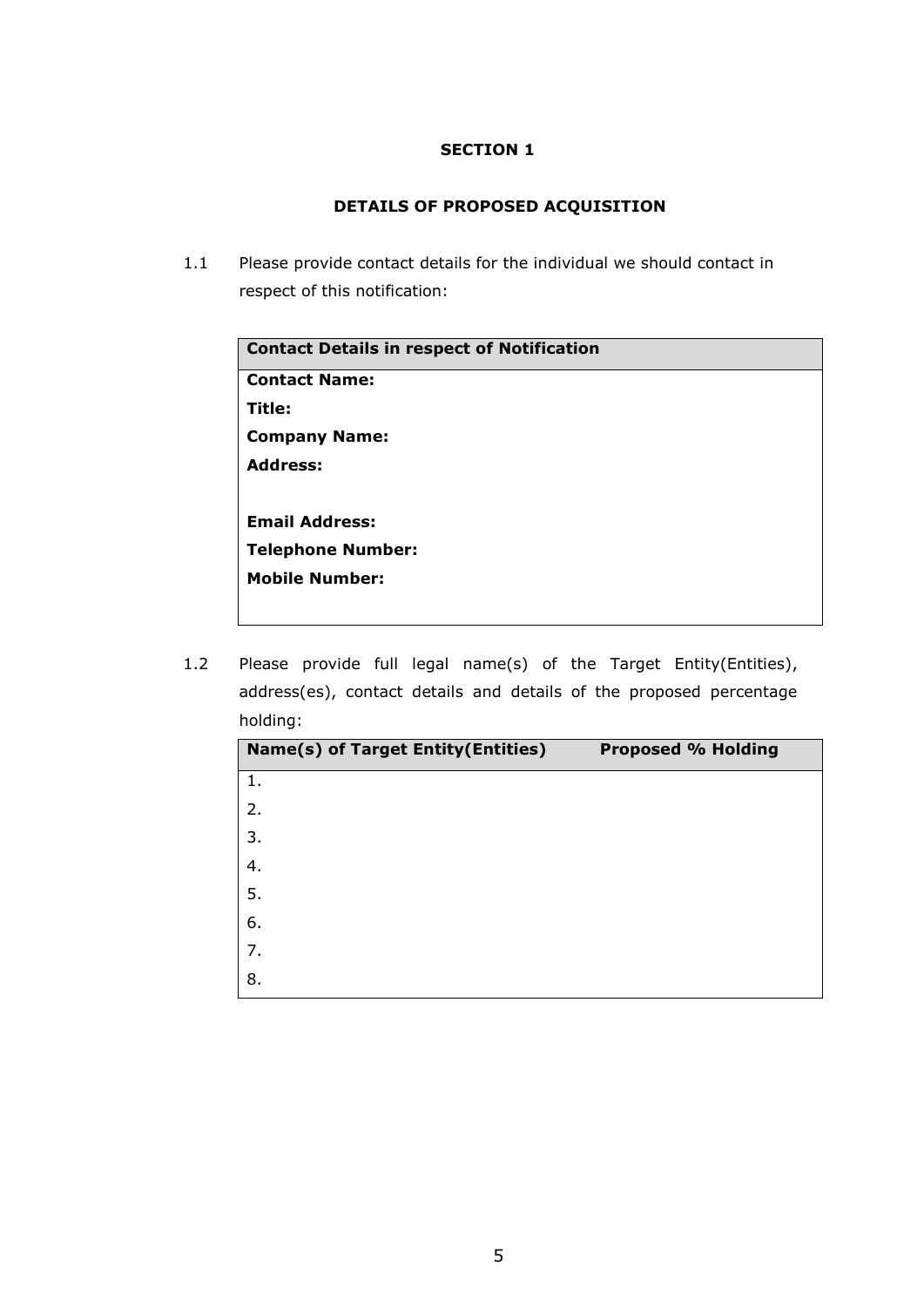# SECTION 1

## DETAILS OF PROPOSED ACQUISITION

1.1 Please provide contact details for the individual we should contact in respect of this notification:

| Contact Details in respect of Notification |
|---|
| **Contact Name:** |
| **Title:** |
| **Company Name:** |
| **Address:** |
| |
| **Email Address:** |
| **Telephone Number:** |
| **Mobile Number:** |

1.2 Please provide full legal name(s) of the Target Entity(Entities), address(es), contact details and details of the proposed percentage holding:

| Name(s) of Target Entity(Entities) | Proposed % Holding |
|---|---|
| 1. | |
| 2. | |
| 3. | |
| 4. | |
| 5. | |
| 6. | |
| 7. | |
| 8. | |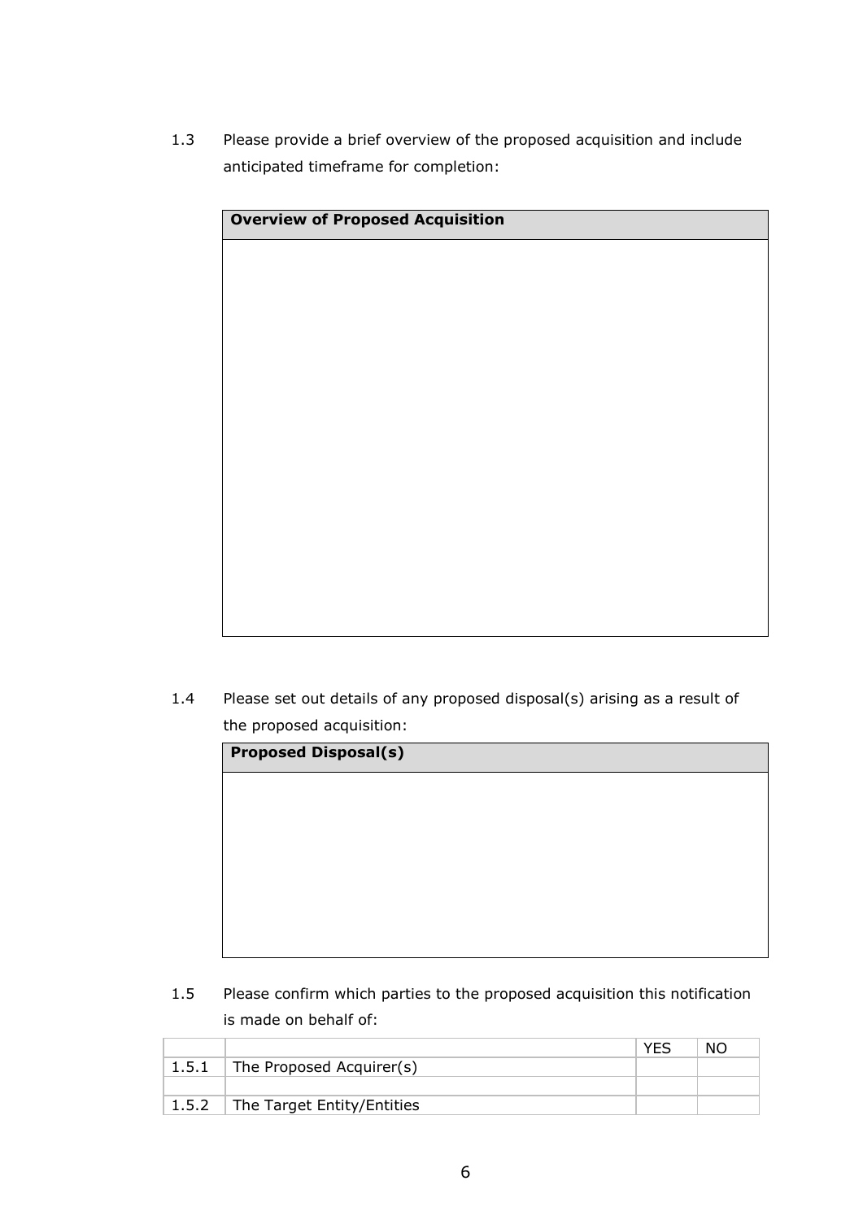1.3 Please provide a brief overview of the proposed acquisition and include anticipated timeframe for completion:

| **Overview of Proposed Acquisition** |
| --- |
| |

1.4 Please set out details of any proposed disposal(s) arising as a result of the proposed acquisition:

| **Proposed Disposal(s)** |
| --- |
| |

1.5 Please confirm which parties to the proposed acquisition this notification is made on behalf of:

| | | YES | NO |
| --- | --- | --- | --- |
| 1.5.1 | The Proposed Acquirer(s) | | |
| | | | |
| 1.5.2 | The Target Entity/Entities | | |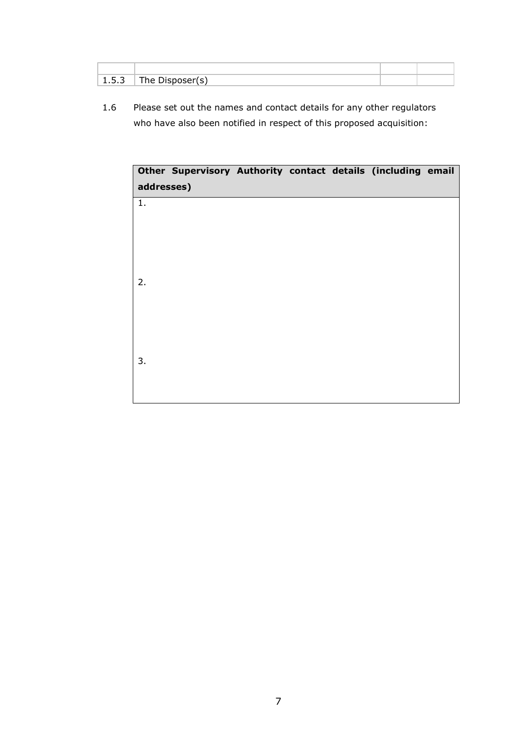| | | | |
|---|---|---|---|
| 1.5.3 | The Disposer(s) | | |

1.6 Please set out the names and contact details for any other regulators who have also been notified in respect of this proposed acquisition:

| **Other Supervisory Authority contact details (including email addresses)** |
|---|
| 1. |
| 2. |
| 3. |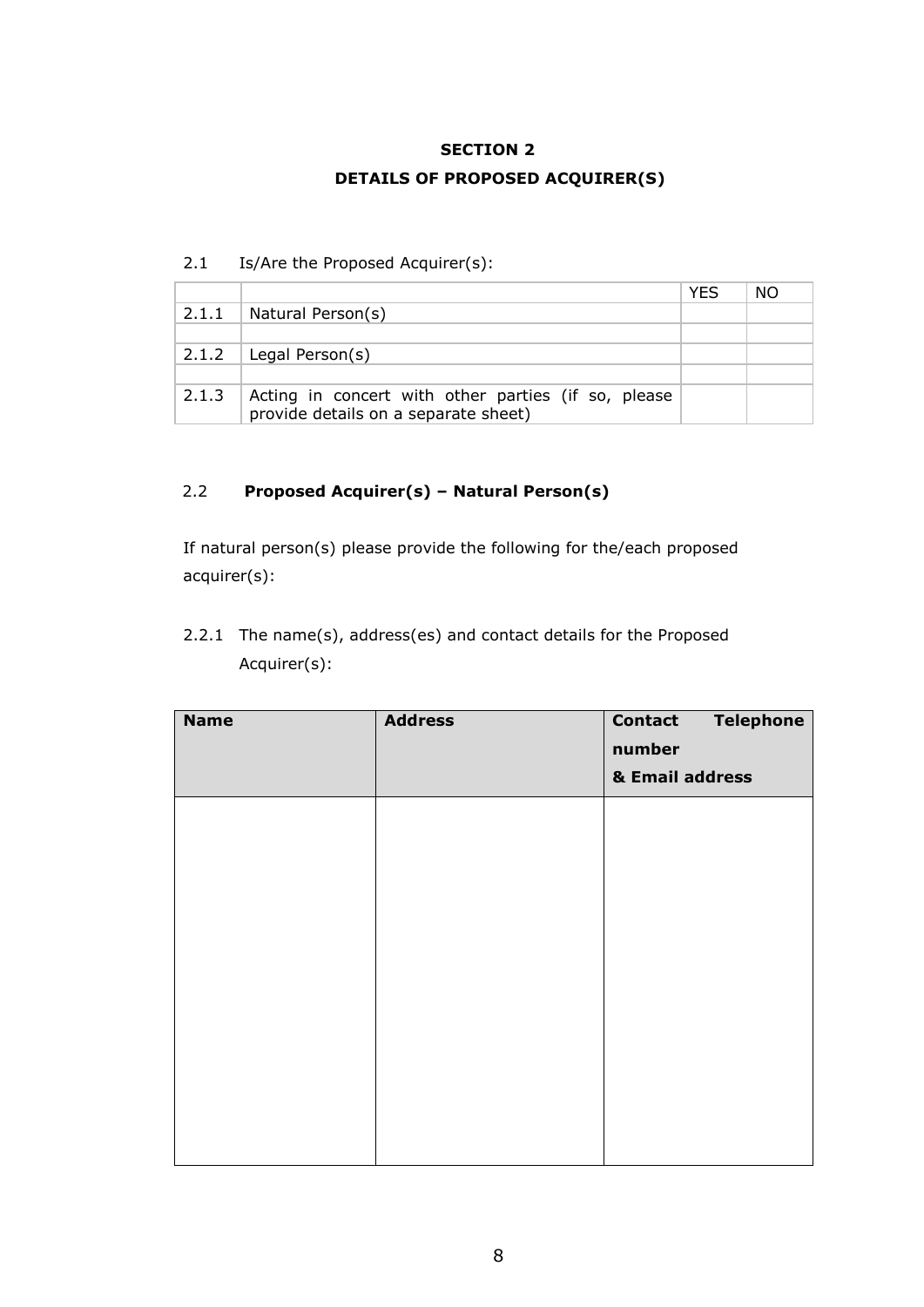## SECTION 2

## DETAILS OF PROPOSED ACQUIRER(S)

2.1 Is/Are the Proposed Acquirer(s):

| | | YES | NO |
|---|---|---|---|
| 2.1.1 | Natural Person(s) | | |
| | | | |
| 2.1.2 | Legal Person(s) | | |
| | | | |
| 2.1.3 | Acting in concert with other parties (if so, please provide details on a separate sheet) | | |

### 2.2 **Proposed Acquirer(s) – Natural Person(s)**

If natural person(s) please provide the following for the/each proposed acquirer(s):

2.2.1 The name(s), address(es) and contact details for the Proposed Acquirer(s):

| Name | Address | Contact Telephone number & Email address |
|---|---|---|
| | | |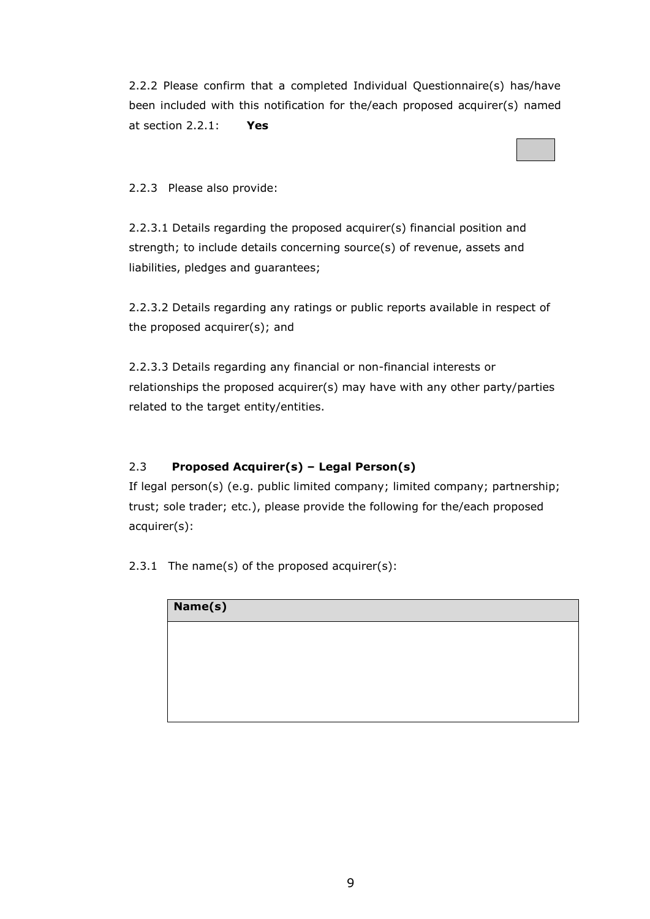2.2.2 Please confirm that a completed Individual Questionnaire(s) has/have been included with this notification for the/each proposed acquirer(s) named at section 2.2.1: **Yes**

2.2.3 Please also provide:

2.2.3.1 Details regarding the proposed acquirer(s) financial position and strength; to include details concerning source(s) of revenue, assets and liabilities, pledges and guarantees;

2.2.3.2 Details regarding any ratings or public reports available in respect of the proposed acquirer(s); and

2.2.3.3 Details regarding any financial or non-financial interests or relationships the proposed acquirer(s) may have with any other party/parties related to the target entity/entities.

## 2.3 Proposed Acquirer(s) – Legal Person(s)

If legal person(s) (e.g. public limited company; limited company; partnership; trust; sole trader; etc.), please provide the following for the/each proposed acquirer(s):

2.3.1 The name(s) of the proposed acquirer(s):

| Name(s) |
| --- |
| |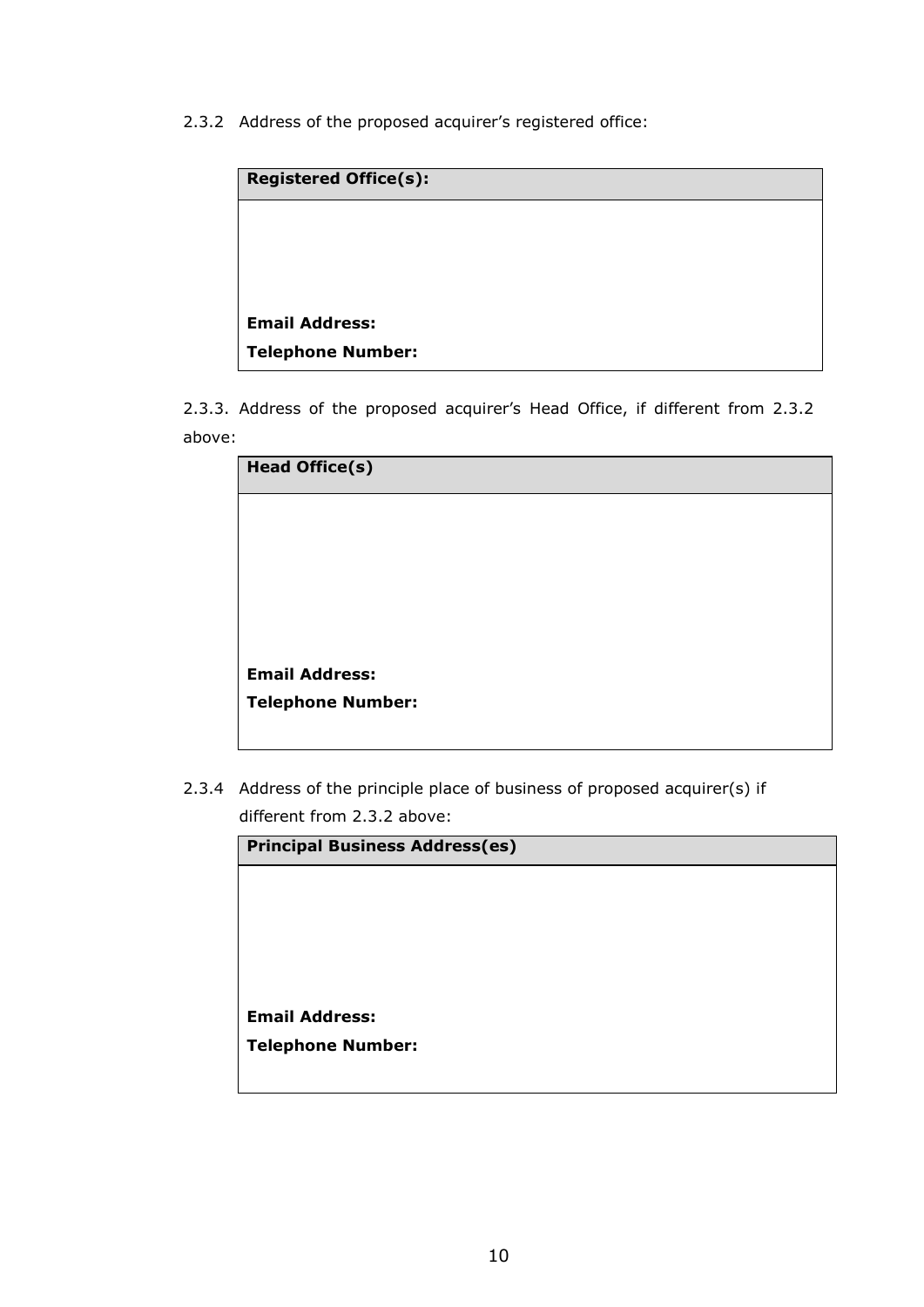2.3.2 Address of the proposed acquirer's registered office:

| **Registered Office(s):** |
| --- |
| <br><br><br>**Email Address:**<br>**Telephone Number:** |

2.3.3. Address of the proposed acquirer's Head Office, if different from 2.3.2 above:

| **Head Office(s)** |
| --- |
| <br><br><br><br>**Email Address:**<br>**Telephone Number:** |

2.3.4 Address of the principle place of business of proposed acquirer(s) if different from 2.3.2 above:

| **Principal Business Address(es)** |
| --- |
| <br><br><br>**Email Address:**<br>**Telephone Number:** |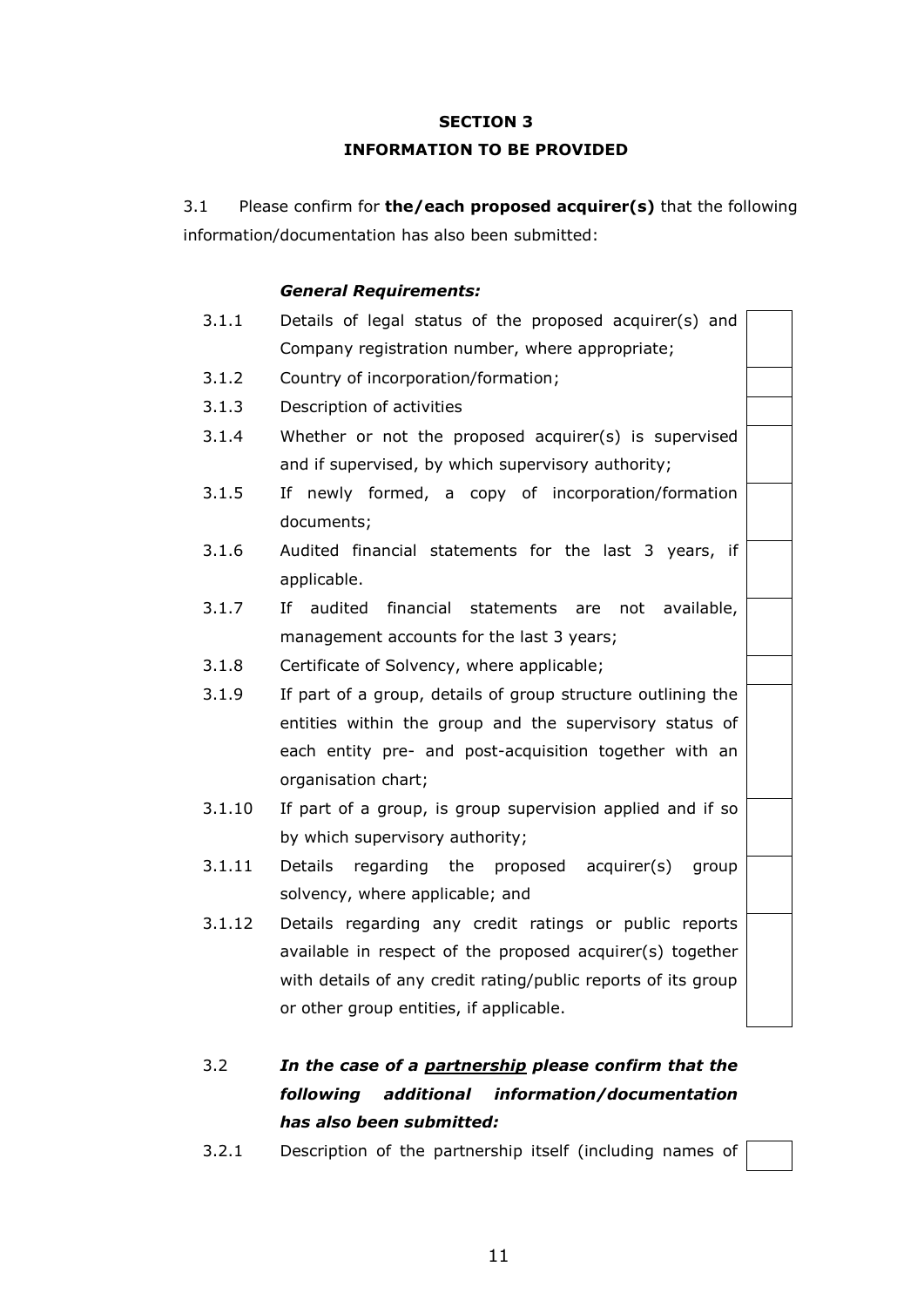## SECTION 3
## INFORMATION TO BE PROVIDED

3.1 Please confirm for **the/each proposed acquirer(s)** that the following information/documentation has also been submitted:

***General Requirements:***

| | | |
|---|---|---|
| 3.1.1 | Details of legal status of the proposed acquirer(s) and Company registration number, where appropriate; | ☐ |
| 3.1.2 | Country of incorporation/formation; | ☐ |
| 3.1.3 | Description of activities | ☐ |
| 3.1.4 | Whether or not the proposed acquirer(s) is supervised and if supervised, by which supervisory authority; | ☐ |
| 3.1.5 | If newly formed, a copy of incorporation/formation documents; | ☐ |
| 3.1.6 | Audited financial statements for the last 3 years, if applicable. | ☐ |
| 3.1.7 | If audited financial statements are not available, management accounts for the last 3 years; | ☐ |
| 3.1.8 | Certificate of Solvency, where applicable; | ☐ |
| 3.1.9 | If part of a group, details of group structure outlining the entities within the group and the supervisory status of each entity pre- and post-acquisition together with an organisation chart; | ☐ |
| 3.1.10 | If part of a group, is group supervision applied and if so by which supervisory authority; | ☐ |
| 3.1.11 | Details regarding the proposed acquirer(s) group solvency, where applicable; and | ☐ |
| 3.1.12 | Details regarding any credit ratings or public reports available in respect of the proposed acquirer(s) together with details of any credit rating/public reports of its group or other group entities, if applicable. | ☐ |

3.2 ***In the case of a <u>partnership</u> please confirm that the following additional information/documentation has also been submitted:***

| | | |
|---|---|---|
| 3.2.1 | Description of the partnership itself (including names of | ☐ |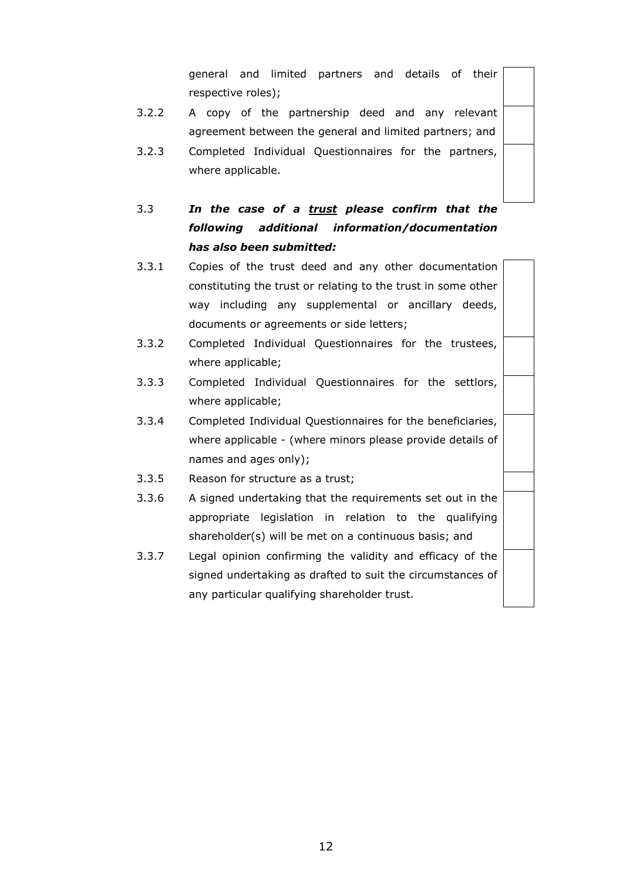general and limited partners and details of their respective roles);

3.2.2 A copy of the partnership deed and any relevant agreement between the general and limited partners; and

3.2.3 Completed Individual Questionnaires for the partners, where applicable.

3.3 ***In the case of a <u>trust</u> please confirm that the following additional information/documentation has also been submitted:***

3.3.1 Copies of the trust deed and any other documentation constituting the trust or relating to the trust in some other way including any supplemental or ancillary deeds, documents or agreements or side letters;

3.3.2 Completed Individual Questionnaires for the trustees, where applicable;

3.3.3 Completed Individual Questionnaires for the settlors, where applicable;

3.3.4 Completed Individual Questionnaires for the beneficiaries, where applicable - (where minors please provide details of names and ages only);

3.3.5 Reason for structure as a trust;

3.3.6 A signed undertaking that the requirements set out in the appropriate legislation in relation to the qualifying shareholder(s) will be met on a continuous basis; and

3.3.7 Legal opinion confirming the validity and efficacy of the signed undertaking as drafted to suit the circumstances of any particular qualifying shareholder trust.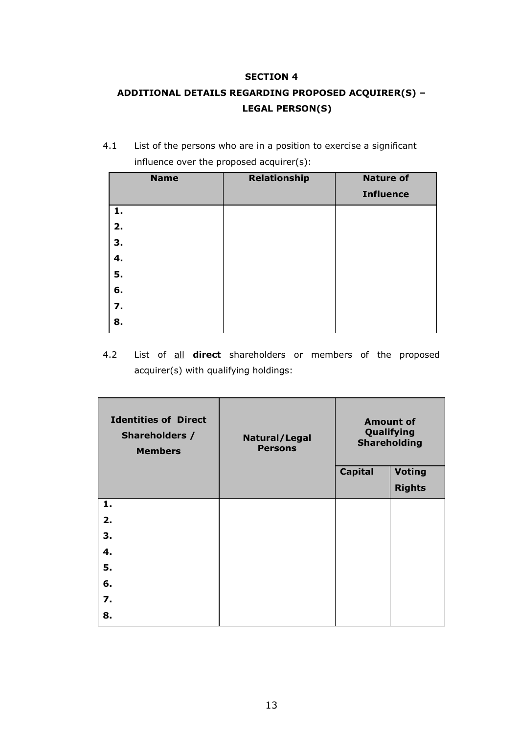## SECTION 4

## ADDITIONAL DETAILS REGARDING PROPOSED ACQUIRER(S) – LEGAL PERSON(S)

4.1 List of the persons who are in a position to exercise a significant influence over the proposed acquirer(s):

| Name | Relationship | Nature of Influence |
|---|---|---|
| 1. | | |
| 2. | | |
| 3. | | |
| 4. | | |
| 5. | | |
| 6. | | |
| 7. | | |
| 8. | | |

4.2 List of <u>all</u> **direct** shareholders or members of the proposed acquirer(s) with qualifying holdings:

| Identities of Direct Shareholders / Members | Natural/Legal Persons | Amount of Qualifying Shareholding | |
|---|---|---|---|
| | | Capital | Voting Rights |
| 1. | | | |
| 2. | | | |
| 3. | | | |
| 4. | | | |
| 5. | | | |
| 6. | | | |
| 7. | | | |
| 8. | | | |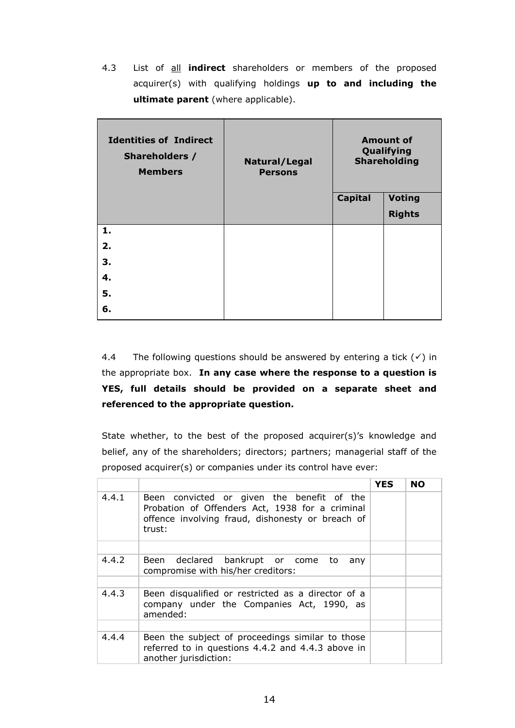4.3 List of <u>all</u> **indirect** shareholders or members of the proposed acquirer(s) with qualifying holdings **up to and including the ultimate parent** (where applicable).

| **Identities of Indirect Shareholders / Members** | **Natural/Legal Persons** | **Amount of Qualifying Shareholding** | |
|---|---|---|---|
| | | **Capital** | **Voting Rights** |
| **1.** | | | |
| **2.** | | | |
| **3.** | | | |
| **4.** | | | |
| **5.** | | | |
| **6.** | | | |

4.4 The following questions should be answered by entering a tick (✓) in the appropriate box. **In any case where the response to a question is YES, full details should be provided on a separate sheet and referenced to the appropriate question.**

State whether, to the best of the proposed acquirer(s)'s knowledge and belief, any of the shareholders; directors; partners; managerial staff of the proposed acquirer(s) or companies under its control have ever:

| | | **YES** | **NO** |
|---|---|---|---|
| 4.4.1 | Been convicted or given the benefit of the Probation of Offenders Act, 1938 for a criminal offence involving fraud, dishonesty or breach of trust: | | |
| | | | |
| 4.4.2 | Been declared bankrupt or come to any compromise with his/her creditors: | | |
| | | | |
| 4.4.3 | Been disqualified or restricted as a director of a company under the Companies Act, 1990, as amended: | | |
| | | | |
| 4.4.4 | Been the subject of proceedings similar to those referred to in questions 4.4.2 and 4.4.3 above in another jurisdiction: | | |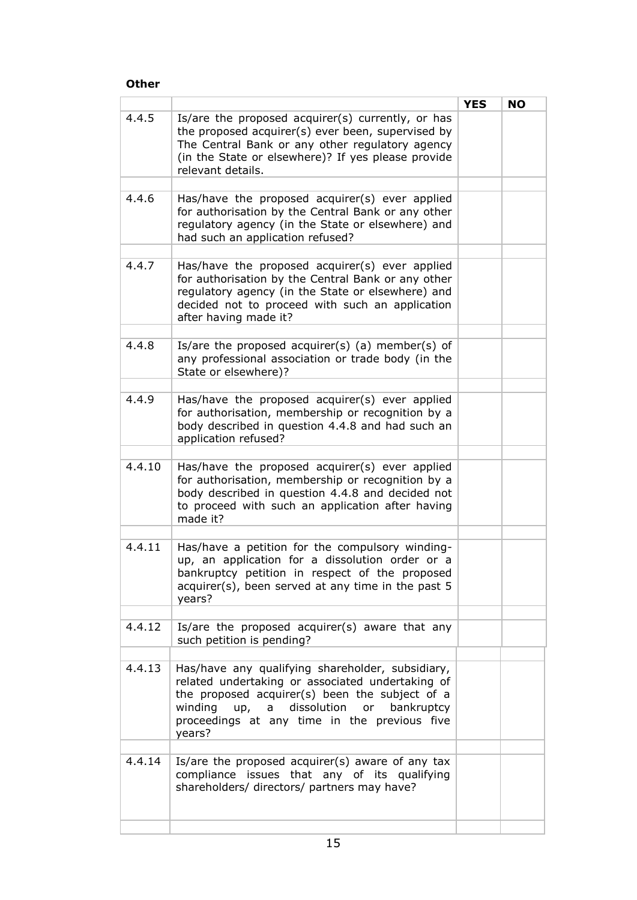**Other**

| | | YES | NO |
|---|---|---|---|
| 4.4.5 | Is/are the proposed acquirer(s) currently, or has the proposed acquirer(s) ever been, supervised by The Central Bank or any other regulatory agency (in the State or elsewhere)? If yes please provide relevant details. | | |
| | | | |
| 4.4.6 | Has/have the proposed acquirer(s) ever applied for authorisation by the Central Bank or any other regulatory agency (in the State or elsewhere) and had such an application refused? | | |
| | | | |
| 4.4.7 | Has/have the proposed acquirer(s) ever applied for authorisation by the Central Bank or any other regulatory agency (in the State or elsewhere) and decided not to proceed with such an application after having made it? | | |
| | | | |
| 4.4.8 | Is/are the proposed acquirer(s) (a) member(s) of any professional association or trade body (in the State or elsewhere)? | | |
| | | | |
| 4.4.9 | Has/have the proposed acquirer(s) ever applied for authorisation, membership or recognition by a body described in question 4.4.8 and had such an application refused? | | |
| | | | |
| 4.4.10 | Has/have the proposed acquirer(s) ever applied for authorisation, membership or recognition by a body described in question 4.4.8 and decided not to proceed with such an application after having made it? | | |
| | | | |
| 4.4.11 | Has/have a petition for the compulsory winding-up, an application for a dissolution order or a bankruptcy petition in respect of the proposed acquirer(s), been served at any time in the past 5 years? | | |
| | | | |
| 4.4.12 | Is/are the proposed acquirer(s) aware that any such petition is pending? | | |
| | | | |
| 4.4.13 | Has/have any qualifying shareholder, subsidiary, related undertaking or associated undertaking of the proposed acquirer(s) been the subject of a winding up, a dissolution or bankruptcy proceedings at any time in the previous five years? | | |
| | | | |
| 4.4.14 | Is/are the proposed acquirer(s) aware of any tax compliance issues that any of its qualifying shareholders/ directors/ partners may have? | | |
| | | | |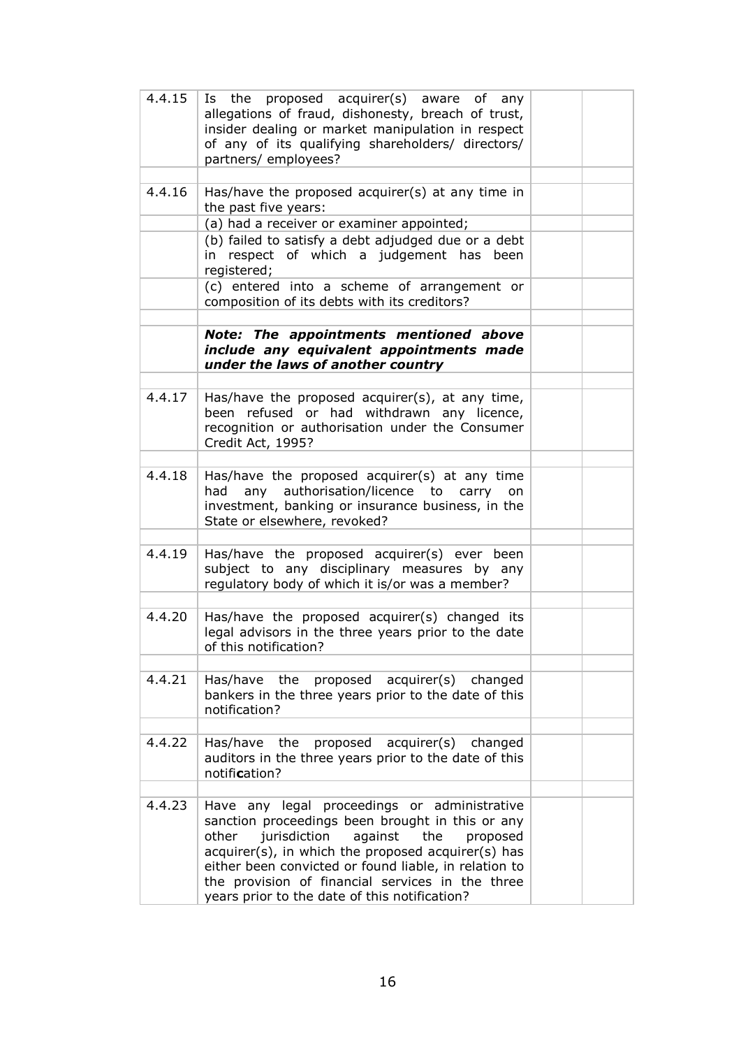| | | | |
|---|---|---|---|
| 4.4.15 | Is the proposed acquirer(s) aware of any allegations of fraud, dishonesty, breach of trust, insider dealing or market manipulation in respect of any of its qualifying shareholders/ directors/ partners/ employees? | | |
| | | | |
| 4.4.16 | Has/have the proposed acquirer(s) at any time in the past five years: | | |
| | (a) had a receiver or examiner appointed; | | |
| | (b) failed to satisfy a debt adjudged due or a debt in respect of which a judgement has been registered; | | |
| | (c) entered into a scheme of arrangement or composition of its debts with its creditors? | | |
| | | | |
| | ***Note: The appointments mentioned above include any equivalent appointments made under the laws of another country*** | | |
| | | | |
| 4.4.17 | Has/have the proposed acquirer(s), at any time, been refused or had withdrawn any licence, recognition or authorisation under the Consumer Credit Act, 1995? | | |
| | | | |
| 4.4.18 | Has/have the proposed acquirer(s) at any time had any authorisation/licence to carry on investment, banking or insurance business, in the State or elsewhere, revoked? | | |
| | | | |
| 4.4.19 | Has/have the proposed acquirer(s) ever been subject to any disciplinary measures by any regulatory body of which it is/or was a member? | | |
| | | | |
| 4.4.20 | Has/have the proposed acquirer(s) changed its legal advisors in the three years prior to the date of this notification? | | |
| | | | |
| 4.4.21 | Has/have the proposed acquirer(s) changed bankers in the three years prior to the date of this notification? | | |
| | | | |
| 4.4.22 | Has/have the proposed acquirer(s) changed auditors in the three years prior to the date of this notification? | | |
| | | | |
| 4.4.23 | Have any legal proceedings or administrative sanction proceedings been brought in this or any other jurisdiction against the proposed acquirer(s), in which the proposed acquirer(s) has either been convicted or found liable, in relation to the provision of financial services in the three years prior to the date of this notification? | | |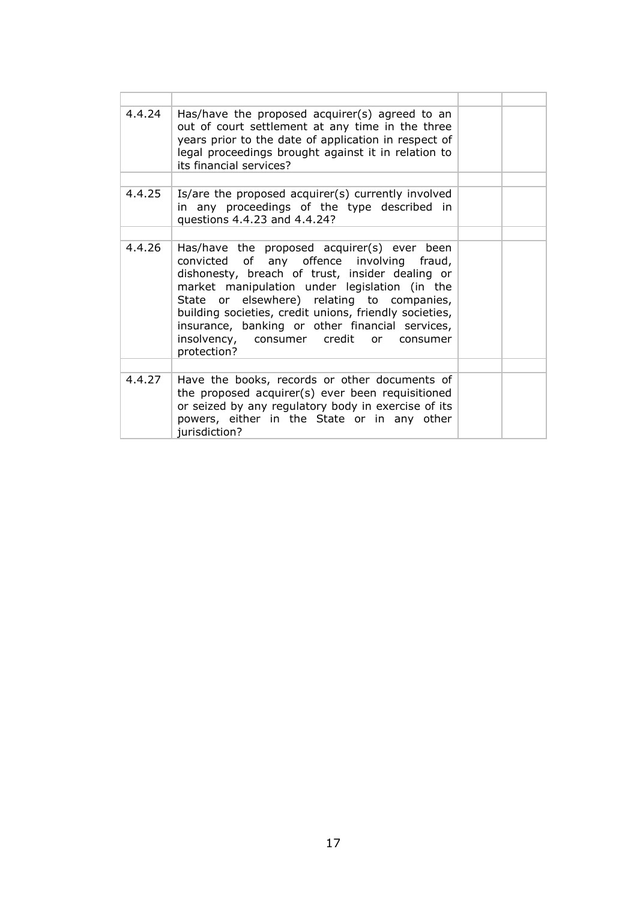| | | | |
|---|---|---|---|
| 4.4.24 | Has/have the proposed acquirer(s) agreed to an out of court settlement at any time in the three years prior to the date of application in respect of legal proceedings brought against it in relation to its financial services? | | |
| | | | |
| 4.4.25 | Is/are the proposed acquirer(s) currently involved in any proceedings of the type described in questions 4.4.23 and 4.4.24? | | |
| | | | |
| 4.4.26 | Has/have the proposed acquirer(s) ever been convicted of any offence involving fraud, dishonesty, breach of trust, insider dealing or market manipulation under legislation (in the State or elsewhere) relating to companies, building societies, credit unions, friendly societies, insurance, banking or other financial services, insolvency, consumer credit or consumer protection? | | |
| | | | |
| 4.4.27 | Have the books, records or other documents of the proposed acquirer(s) ever been requisitioned or seized by any regulatory body in exercise of its powers, either in the State or in any other jurisdiction? | | |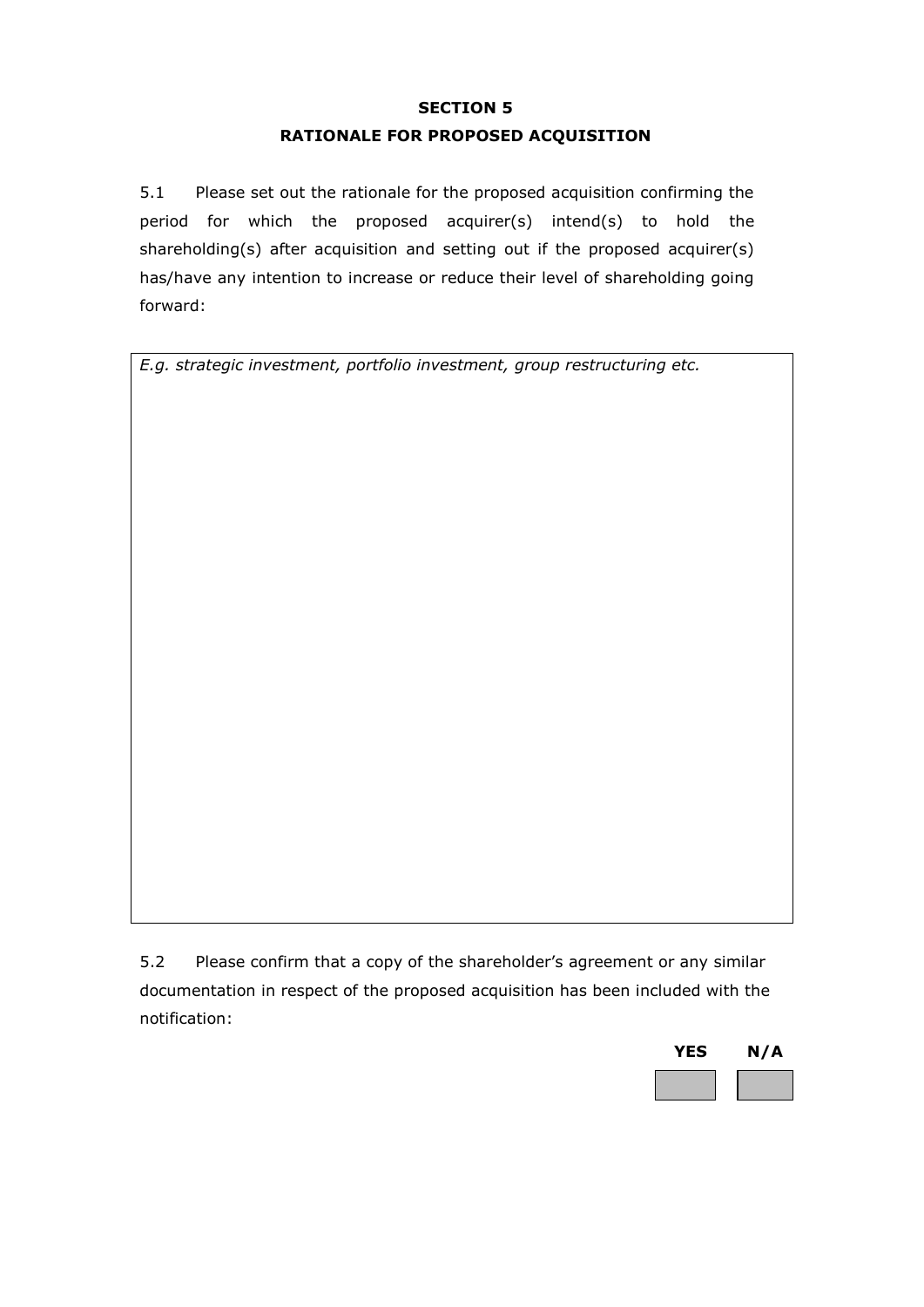## SECTION 5

## RATIONALE FOR PROPOSED ACQUISITION

5.1 Please set out the rationale for the proposed acquisition confirming the period for which the proposed acquirer(s) intend(s) to hold the shareholding(s) after acquisition and setting out if the proposed acquirer(s) has/have any intention to increase or reduce their level of shareholding going forward:

| *E.g. strategic investment, portfolio investment, group restructuring etc.* |
|---|
| |

5.2 Please confirm that a copy of the shareholder's agreement or any similar documentation in respect of the proposed acquisition has been included with the notification:

| **YES** | **N/A** |
|---|---|
| | |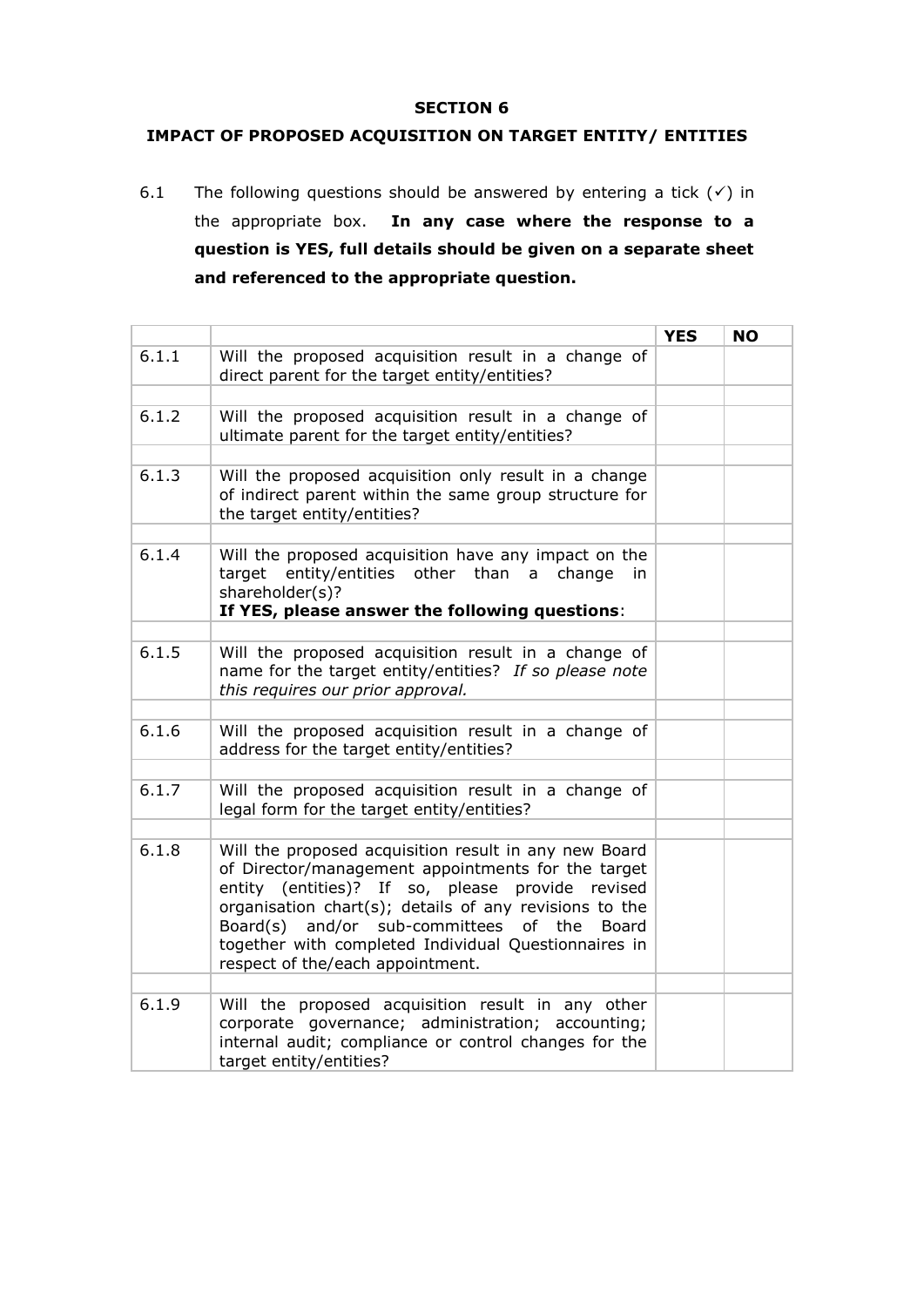**SECTION 6**

**IMPACT OF PROPOSED ACQUISITION ON TARGET ENTITY/ ENTITIES**

6.1 The following questions should be answered by entering a tick (✓) in the appropriate box. **In any case where the response to a question is YES, full details should be given on a separate sheet and referenced to the appropriate question.**

| | | YES | NO |
|---|---|---|---|
| 6.1.1 | Will the proposed acquisition result in a change of direct parent for the target entity/entities? | | |
| | | | |
| 6.1.2 | Will the proposed acquisition result in a change of ultimate parent for the target entity/entities? | | |
| | | | |
| 6.1.3 | Will the proposed acquisition only result in a change of indirect parent within the same group structure for the target entity/entities? | | |
| | | | |
| 6.1.4 | Will the proposed acquisition have any impact on the target entity/entities other than a change in shareholder(s)? **If YES, please answer the following questions**: | | |
| | | | |
| 6.1.5 | Will the proposed acquisition result in a change of name for the target entity/entities? *If so please note this requires our prior approval.* | | |
| | | | |
| 6.1.6 | Will the proposed acquisition result in a change of address for the target entity/entities? | | |
| | | | |
| 6.1.7 | Will the proposed acquisition result in a change of legal form for the target entity/entities? | | |
| | | | |
| 6.1.8 | Will the proposed acquisition result in any new Board of Director/management appointments for the target entity (entities)? If so, please provide revised organisation chart(s); details of any revisions to the Board(s) and/or sub-committees of the Board together with completed Individual Questionnaires in respect of the/each appointment. | | |
| | | | |
| 6.1.9 | Will the proposed acquisition result in any other corporate governance; administration; accounting; internal audit; compliance or control changes for the target entity/entities? | | |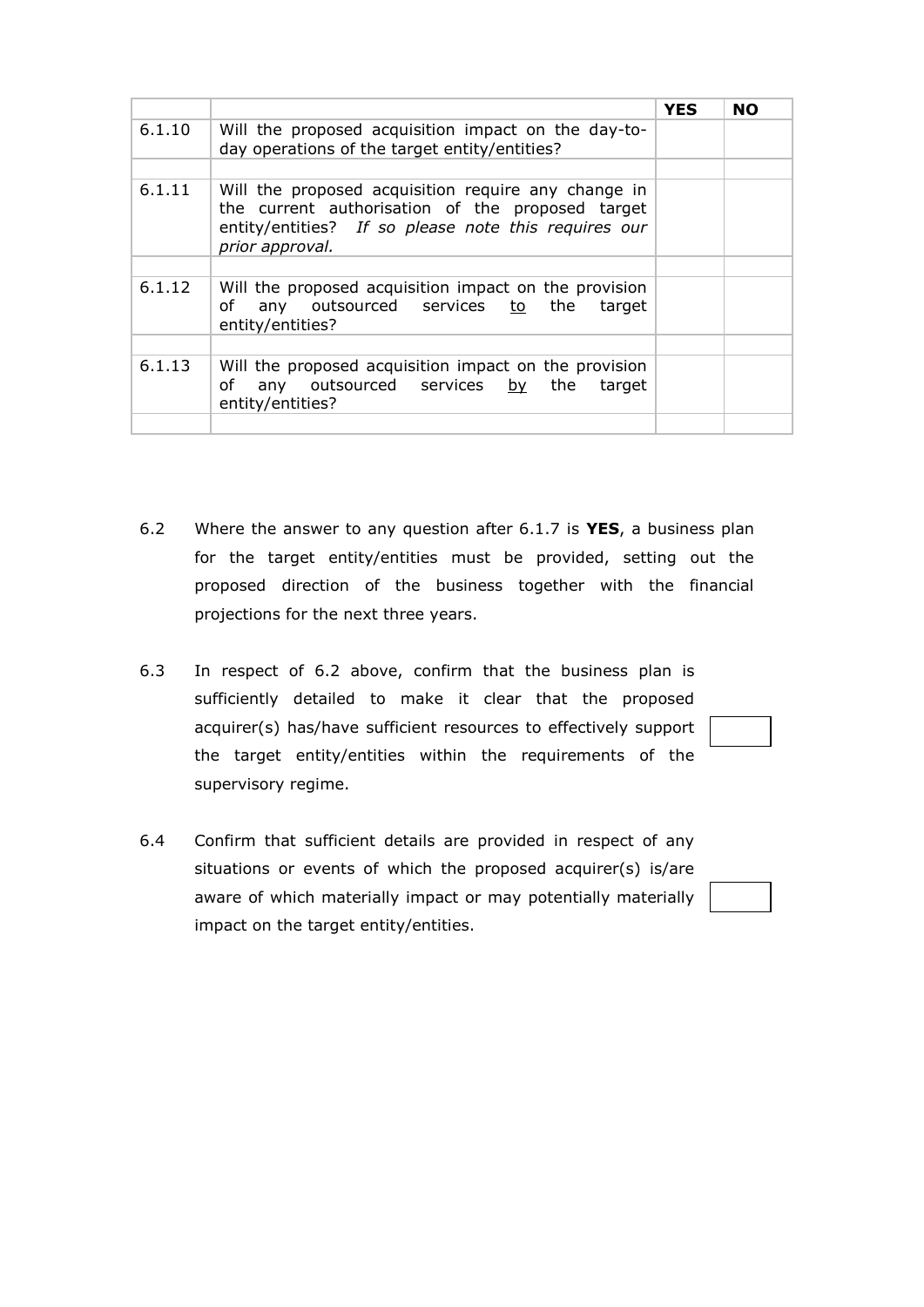| | | YES | NO |
|---|---|---|---|
| 6.1.10 | Will the proposed acquisition impact on the day-to-day operations of the target entity/entities? | | |
| | | | |
| 6.1.11 | Will the proposed acquisition require any change in the current authorisation of the proposed target entity/entities? *If so please note this requires our prior approval.* | | |
| | | | |
| 6.1.12 | Will the proposed acquisition impact on the provision of any outsourced services <u>to</u> the target entity/entities? | | |
| | | | |
| 6.1.13 | Will the proposed acquisition impact on the provision of any outsourced services <u>by</u> the target entity/entities? | | |
| | | | |

6.2 Where the answer to any question after 6.1.7 is **YES**, a business plan for the target entity/entities must be provided, setting out the proposed direction of the business together with the financial projections for the next three years.

6.3 In respect of 6.2 above, confirm that the business plan is sufficiently detailed to make it clear that the proposed acquirer(s) has/have sufficient resources to effectively support the target entity/entities within the requirements of the supervisory regime. ☐

6.4 Confirm that sufficient details are provided in respect of any situations or events of which the proposed acquirer(s) is/are aware of which materially impact or may potentially materially impact on the target entity/entities. ☐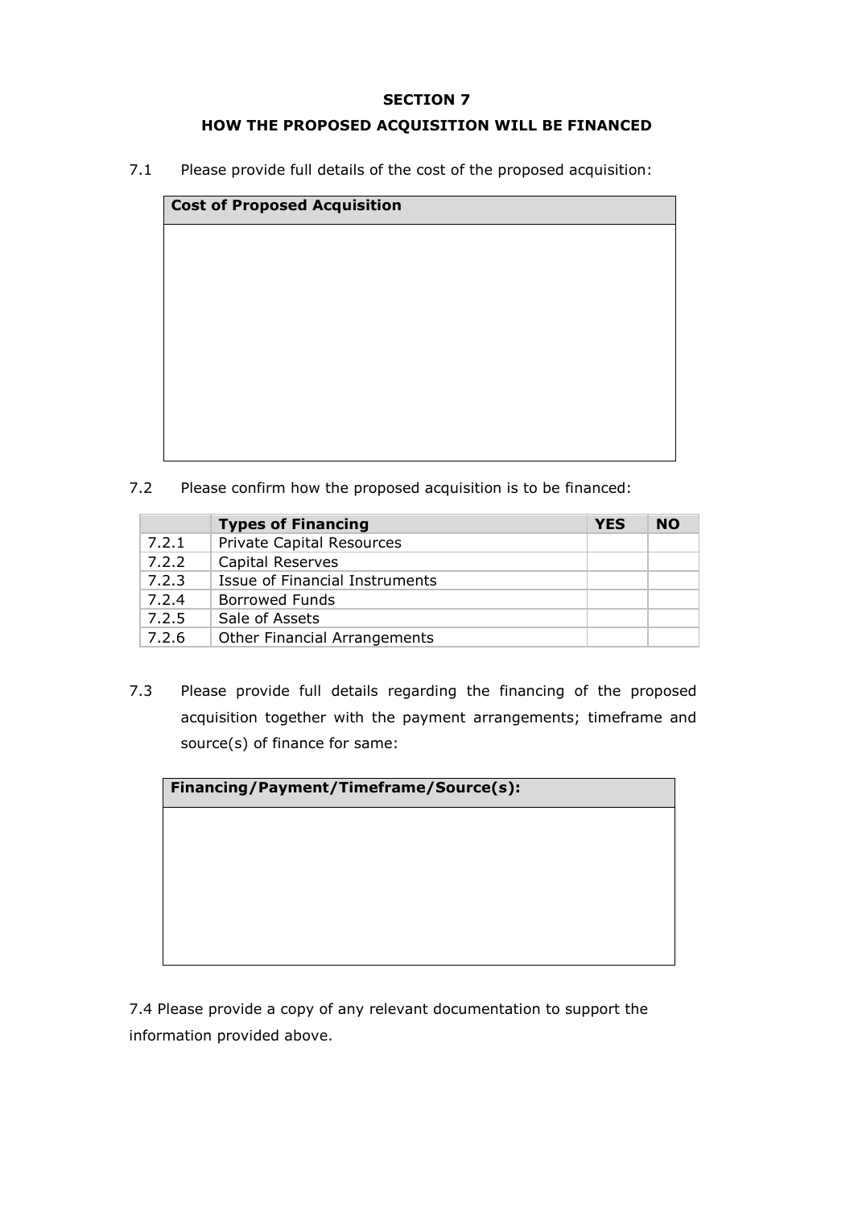**SECTION 7**

**HOW THE PROPOSED ACQUISITION WILL BE FINANCED**

7.1 Please provide full details of the cost of the proposed acquisition:

| **Cost of Proposed Acquisition** |
| --- |
| |

7.2 Please confirm how the proposed acquisition is to be financed:

| | **Types of Financing** | **YES** | **NO** |
| --- | --- | --- | --- |
| 7.2.1 | Private Capital Resources | | |
| 7.2.2 | Capital Reserves | | |
| 7.2.3 | Issue of Financial Instruments | | |
| 7.2.4 | Borrowed Funds | | |
| 7.2.5 | Sale of Assets | | |
| 7.2.6 | Other Financial Arrangements | | |

7.3 Please provide full details regarding the financing of the proposed acquisition together with the payment arrangements; timeframe and source(s) of finance for same:

| **Financing/Payment/Timeframe/Source(s):** |
| --- |
| |

7.4 Please provide a copy of any relevant documentation to support the information provided above.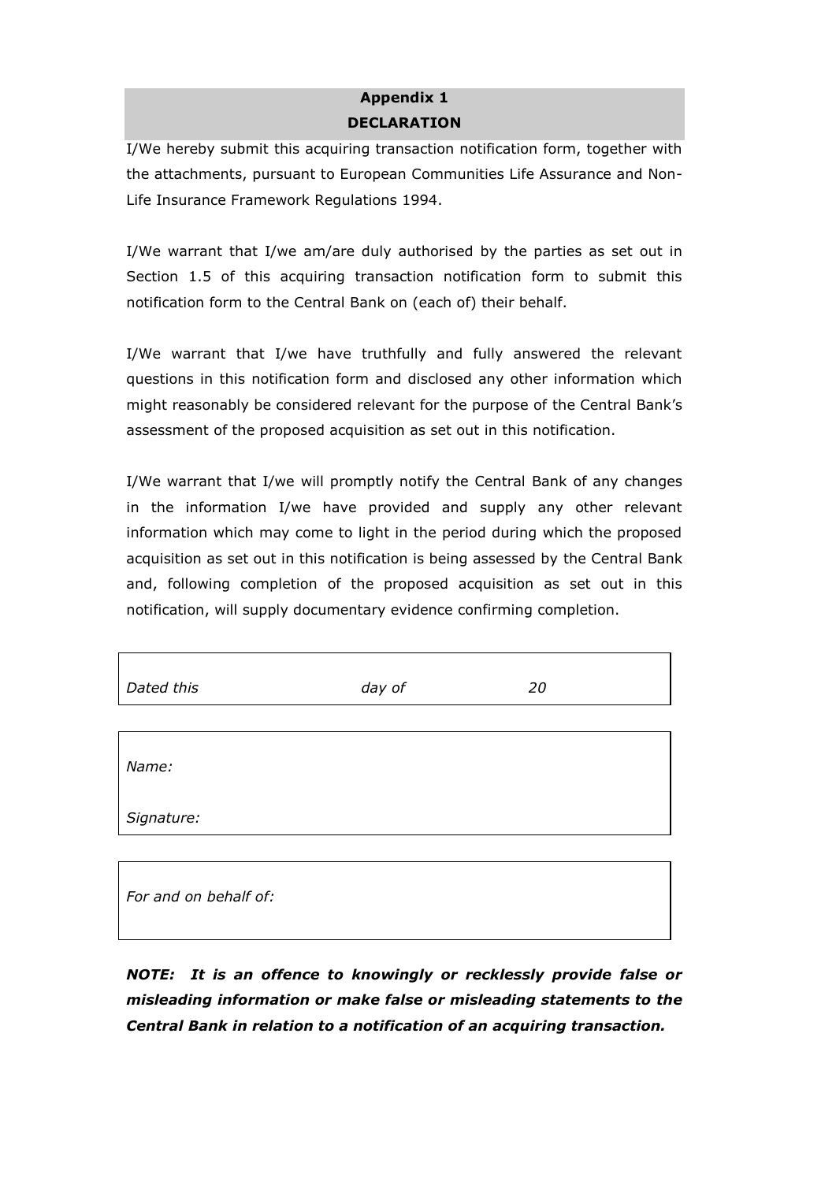## Appendix 1
## DECLARATION

I/We hereby submit this acquiring transaction notification form, together with the attachments, pursuant to European Communities Life Assurance and Non-Life Insurance Framework Regulations 1994.

I/We warrant that I/we am/are duly authorised by the parties as set out in Section 1.5 of this acquiring transaction notification form to submit this notification form to the Central Bank on (each of) their behalf.

I/We warrant that I/we have truthfully and fully answered the relevant questions in this notification form and disclosed any other information which might reasonably be considered relevant for the purpose of the Central Bank's assessment of the proposed acquisition as set out in this notification.

I/We warrant that I/we will promptly notify the Central Bank of any changes in the information I/we have provided and supply any other relevant information which may come to light in the period during which the proposed acquisition as set out in this notification is being assessed by the Central Bank and, following completion of the proposed acquisition as set out in this notification, will supply documentary evidence confirming completion.

| *Dated this* | *day of* | *20* |
|---|---|---|

| |
|---|
| *Name:* |
| *Signature:* |

| |
|---|
| *For and on behalf of:* |

***NOTE: It is an offence to knowingly or recklessly provide false or misleading information or make false or misleading statements to the Central Bank in relation to a notification of an acquiring transaction.***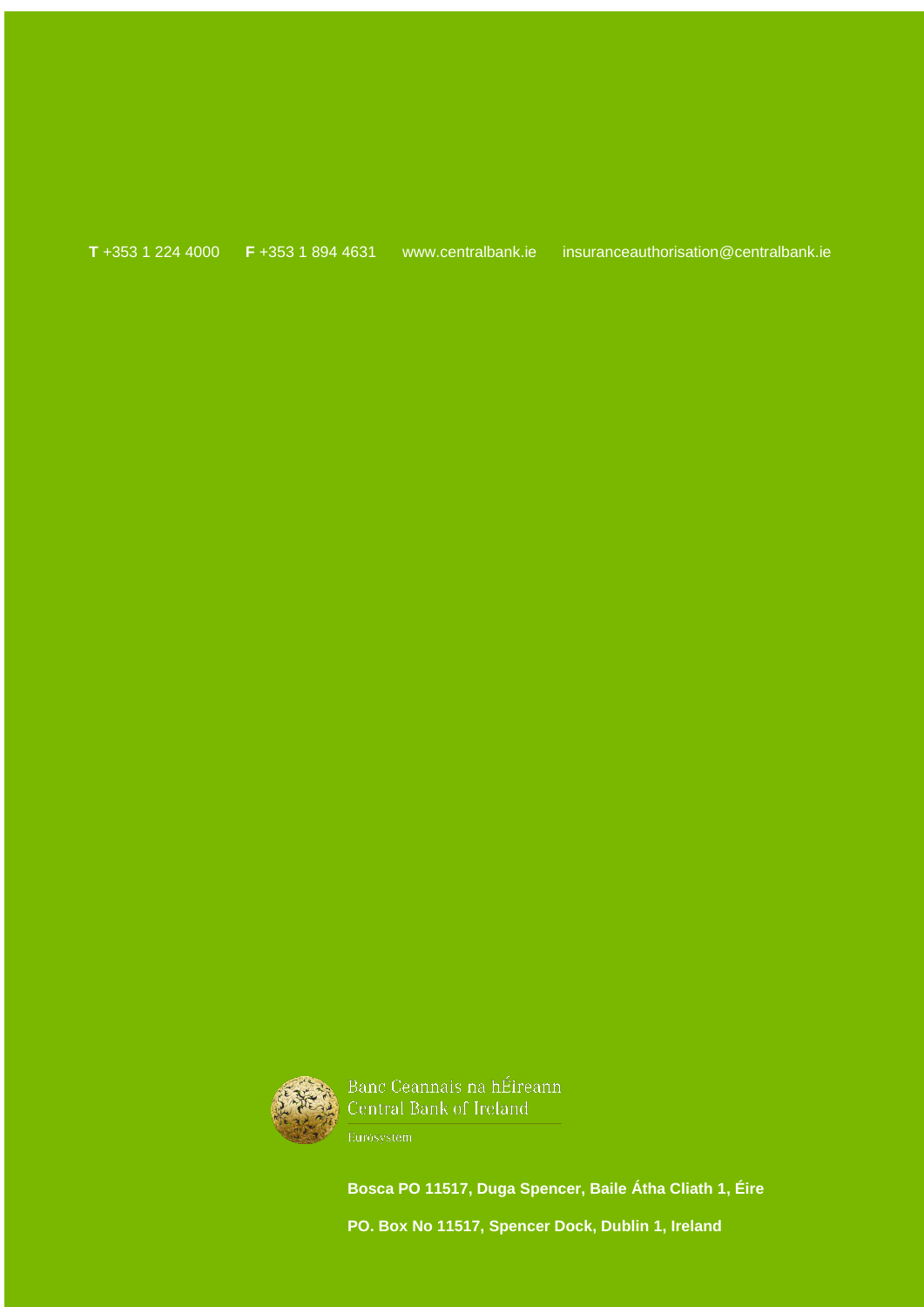**T** +353 1 224 4000 **F** +353 1 894 4631 www.centralbank.ie insuranceauthorisation@centralbank.ie

Banc Ceannais na hÉireann
Central Bank of Ireland
Eurosystem

**Bosca PO 11517, Duga Spencer, Baile Átha Cliath 1, Éire**

**PO. Box No 11517, Spencer Dock, Dublin 1, Ireland**